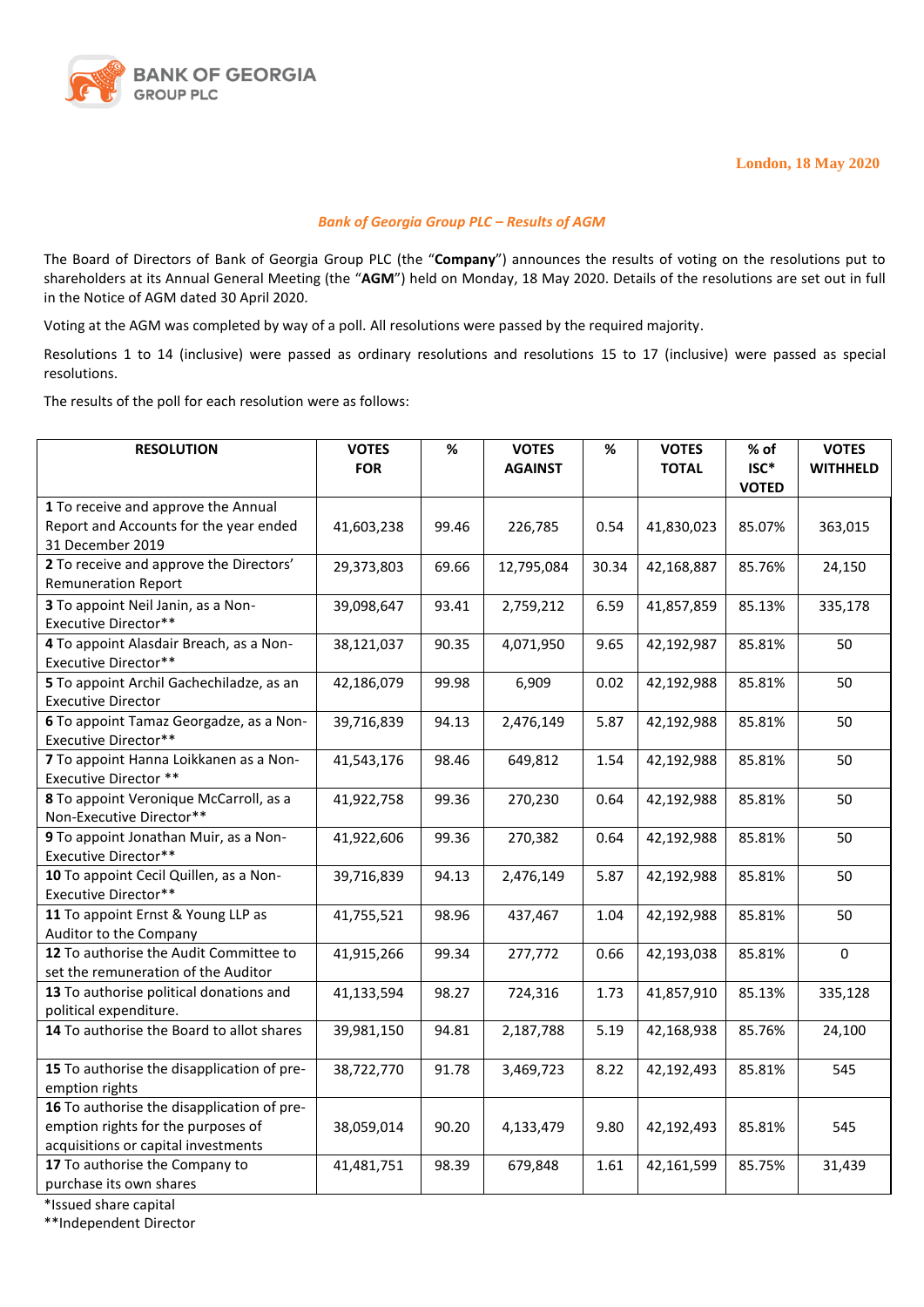BANK OF GEORGIA GROUP PLC

London, 18 May 2020

***Bank of Georgia Group PLC – Results of AGM***

The Board of Directors of Bank of Georgia Group PLC (the "**Company**") announces the results of voting on the resolutions put to shareholders at its Annual General Meeting (the "**AGM**") held on Monday, 18 May 2020. Details of the resolutions are set out in full in the Notice of AGM dated 30 April 2020.

Voting at the AGM was completed by way of a poll. All resolutions were passed by the required majority.

Resolutions 1 to 14 (inclusive) were passed as ordinary resolutions and resolutions 15 to 17 (inclusive) were passed as special resolutions.

The results of the poll for each resolution were as follows:

| RESOLUTION | VOTES FOR | % | VOTES AGAINST | % | VOTES TOTAL | % of ISC* VOTED | VOTES WITHHELD |
|---|---|---|---|---|---|---|---|
| **1** To receive and approve the Annual Report and Accounts for the year ended 31 December 2019 | 41,603,238 | 99.46 | 226,785 | 0.54 | 41,830,023 | 85.07% | 363,015 |
| **2** To receive and approve the Directors' Remuneration Report | 29,373,803 | 69.66 | 12,795,084 | 30.34 | 42,168,887 | 85.76% | 24,150 |
| **3** To appoint Neil Janin, as a Non-Executive Director** | 39,098,647 | 93.41 | 2,759,212 | 6.59 | 41,857,859 | 85.13% | 335,178 |
| **4** To appoint Alasdair Breach, as a Non-Executive Director** | 38,121,037 | 90.35 | 4,071,950 | 9.65 | 42,192,987 | 85.81% | 50 |
| **5** To appoint Archil Gachechiladze, as an Executive Director | 42,186,079 | 99.98 | 6,909 | 0.02 | 42,192,988 | 85.81% | 50 |
| **6** To appoint Tamaz Georgadze, as a Non-Executive Director** | 39,716,839 | 94.13 | 2,476,149 | 5.87 | 42,192,988 | 85.81% | 50 |
| **7** To appoint Hanna Loikkanen as a Non-Executive Director ** | 41,543,176 | 98.46 | 649,812 | 1.54 | 42,192,988 | 85.81% | 50 |
| **8** To appoint Veronique McCarroll, as a Non-Executive Director** | 41,922,758 | 99.36 | 270,230 | 0.64 | 42,192,988 | 85.81% | 50 |
| **9** To appoint Jonathan Muir, as a Non-Executive Director** | 41,922,606 | 99.36 | 270,382 | 0.64 | 42,192,988 | 85.81% | 50 |
| **10** To appoint Cecil Quillen, as a Non-Executive Director** | 39,716,839 | 94.13 | 2,476,149 | 5.87 | 42,192,988 | 85.81% | 50 |
| **11** To appoint Ernst & Young LLP as Auditor to the Company | 41,755,521 | 98.96 | 437,467 | 1.04 | 42,192,988 | 85.81% | 50 |
| **12** To authorise the Audit Committee to set the remuneration of the Auditor | 41,915,266 | 99.34 | 277,772 | 0.66 | 42,193,038 | 85.81% | 0 |
| **13** To authorise political donations and political expenditure. | 41,133,594 | 98.27 | 724,316 | 1.73 | 41,857,910 | 85.13% | 335,128 |
| **14** To authorise the Board to allot shares | 39,981,150 | 94.81 | 2,187,788 | 5.19 | 42,168,938 | 85.76% | 24,100 |
| **15** To authorise the disapplication of pre-emption rights | 38,722,770 | 91.78 | 3,469,723 | 8.22 | 42,192,493 | 85.81% | 545 |
| **16** To authorise the disapplication of pre-emption rights for the purposes of acquisitions or capital investments | 38,059,014 | 90.20 | 4,133,479 | 9.80 | 42,192,493 | 85.81% | 545 |
| **17** To authorise the Company to purchase its own shares | 41,481,751 | 98.39 | 679,848 | 1.61 | 42,161,599 | 85.75% | 31,439 |

*Issued share capital

**Independent Director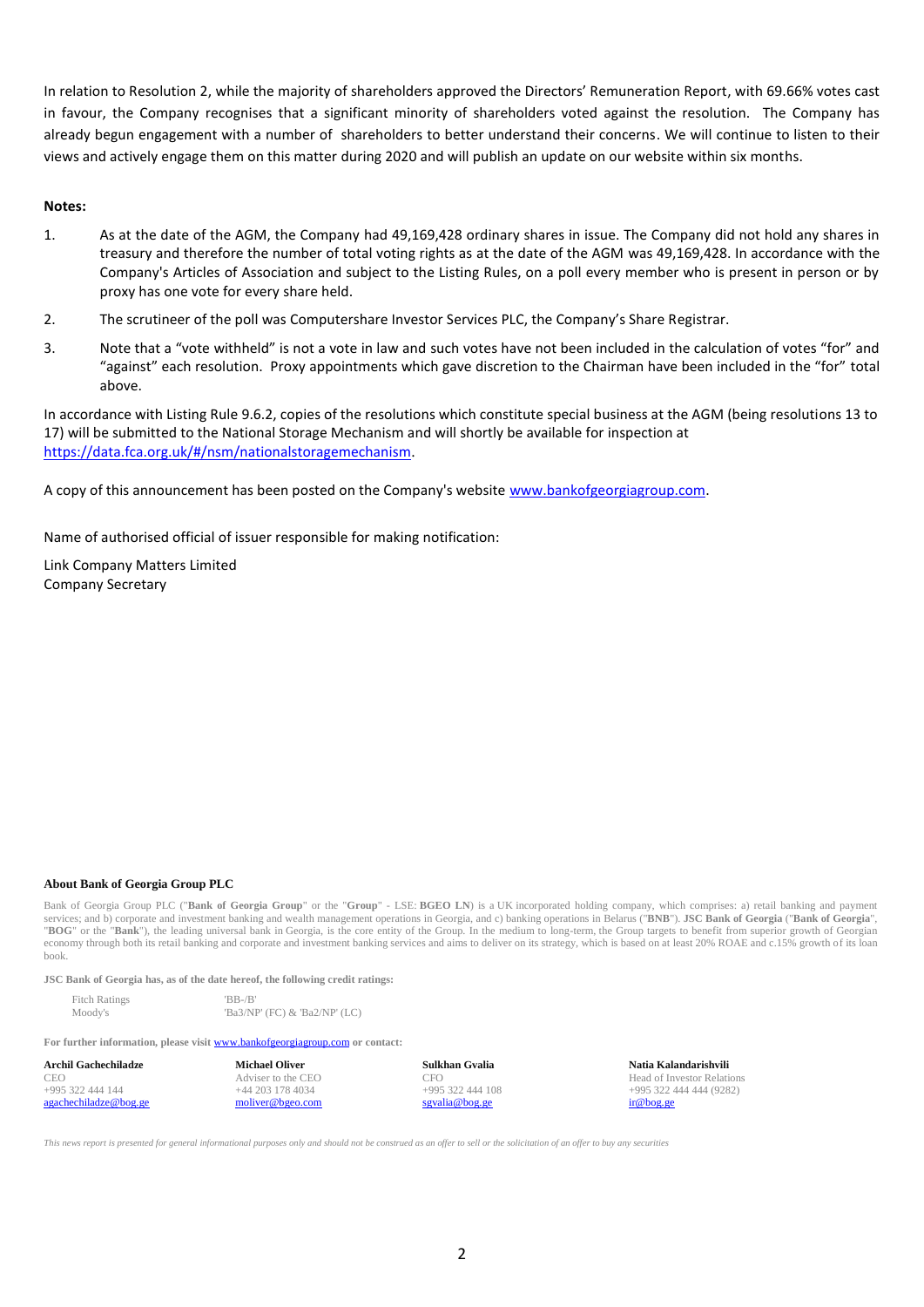In relation to Resolution 2, while the majority of shareholders approved the Directors' Remuneration Report, with 69.66% votes cast in favour, the Company recognises that a significant minority of shareholders voted against the resolution. The Company has already begun engagement with a number of shareholders to better understand their concerns. We will continue to listen to their views and actively engage them on this matter during 2020 and will publish an update on our website within six months.

**Notes:**

1. As at the date of the AGM, the Company had 49,169,428 ordinary shares in issue. The Company did not hold any shares in treasury and therefore the number of total voting rights as at the date of the AGM was 49,169,428. In accordance with the Company's Articles of Association and subject to the Listing Rules, on a poll every member who is present in person or by proxy has one vote for every share held.
2. The scrutineer of the poll was Computershare Investor Services PLC, the Company's Share Registrar.
3. Note that a "vote withheld" is not a vote in law and such votes have not been included in the calculation of votes "for" and "against" each resolution. Proxy appointments which gave discretion to the Chairman have been included in the "for" total above.

In accordance with Listing Rule 9.6.2, copies of the resolutions which constitute special business at the AGM (being resolutions 13 to 17) will be submitted to the National Storage Mechanism and will shortly be available for inspection at https://data.fca.org.uk/#/nsm/nationalstoragemechanism.

A copy of this announcement has been posted on the Company's website www.bankofgeorgiagroup.com.

Name of authorised official of issuer responsible for making notification:

Link Company Matters Limited
Company Secretary

**About Bank of Georgia Group PLC**

Bank of Georgia Group PLC ("**Bank of Georgia Group**" or the "**Group**" - LSE: **BGEO LN**) is a UK incorporated holding company, which comprises: a) retail banking and payment services; and b) corporate and investment banking and wealth management operations in Georgia, and c) banking operations in Belarus ("**BNB**"). **JSC Bank of Georgia** ("**Bank of Georgia**", "**BOG**" or the "**Bank**"), the leading universal bank in Georgia, is the core entity of the Group. In the medium to long-term, the Group targets to benefit from superior growth of Georgian economy through both its retail banking and corporate and investment banking services and aims to deliver on its strategy, which is based on at least 20% ROAE and c.15% growth of its loan book.

**JSC Bank of Georgia has, as of the date hereof, the following credit ratings:**

| | |
|---|---|
| Fitch Ratings | 'BB-/B' |
| Moody's | 'Ba3/NP' (FC) & 'Ba2/NP' (LC) |

**For further information, please visit www.bankofgeorgiagroup.com or contact:**

| **Archil Gachechiladze** | **Michael Oliver** | **Sulkhan Gvalia** | **Natia Kalandarishvili** |
|---|---|---|---|
| CEO | Adviser to the CEO | CFO | Head of Investor Relations |
| +995 322 444 144 | +44 203 178 4034 | +995 322 444 108 | +995 322 444 444 (9282) |
| agachechiladze@bog.ge | moliver@bgeo.com | sgvalia@bog.ge | ir@bog.ge |

*This news report is presented for general informational purposes only and should not be construed as an offer to sell or the solicitation of an offer to buy any securities*